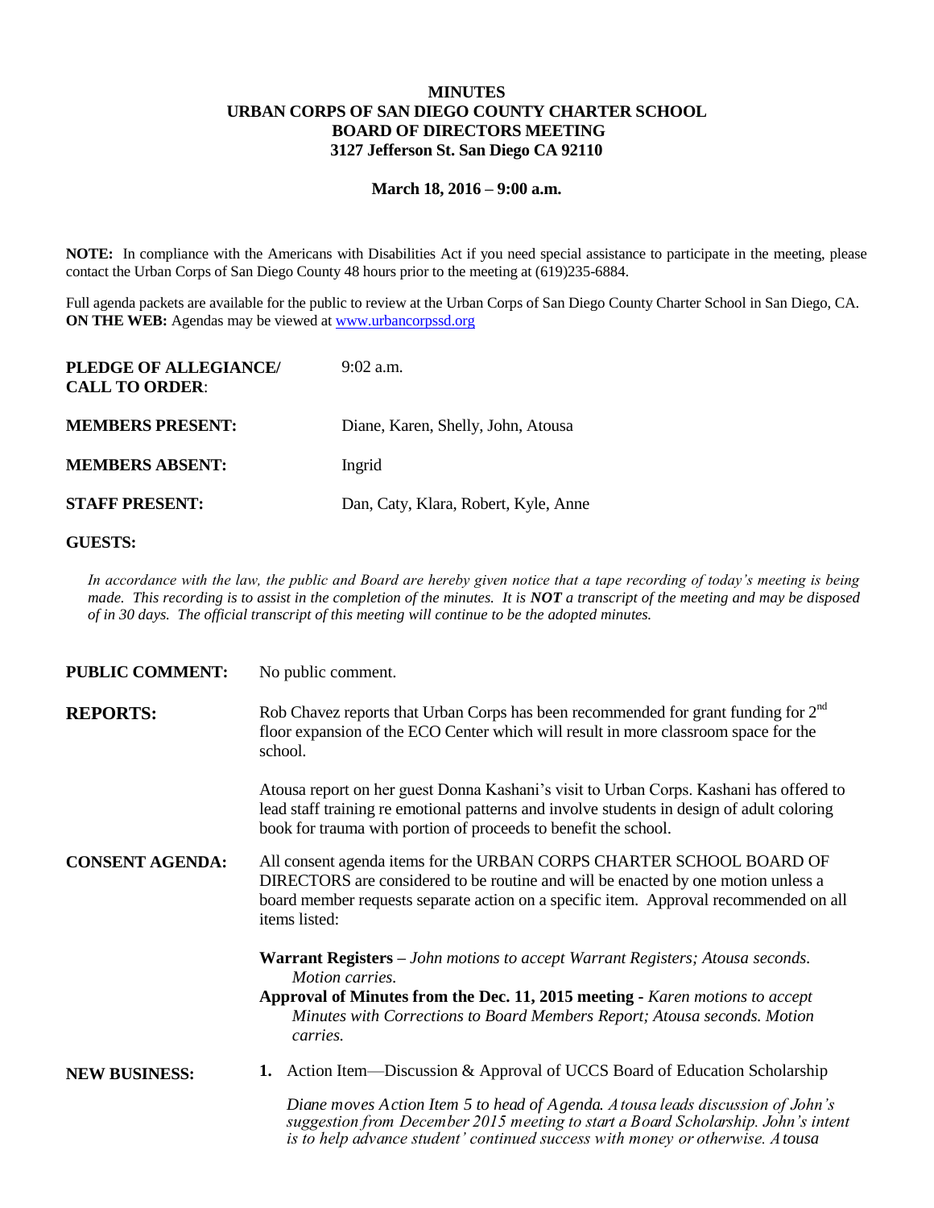# MINUTES
# URBAN CORPS OF SAN DIEGO COUNTY CHARTER SCHOOL
# BOARD OF DIRECTORS MEETING
# 3127 Jefferson St. San Diego CA 92110

**March 18, 2016 – 9:00 a.m.**

**NOTE:** In compliance with the Americans with Disabilities Act if you need special assistance to participate in the meeting, please contact the Urban Corps of San Diego County 48 hours prior to the meeting at (619)235-6884.

Full agenda packets are available for the public to review at the Urban Corps of San Diego County Charter School in San Diego, CA.
**ON THE WEB:** Agendas may be viewed at www.urbancorpssd.org

**PLEDGE OF ALLEGIANCE/ CALL TO ORDER**: 9:02 a.m.

**MEMBERS PRESENT:** Diane, Karen, Shelly, John, Atousa

**MEMBERS ABSENT:** Ingrid

**STAFF PRESENT:** Dan, Caty, Klara, Robert, Kyle, Anne

**GUESTS:**

*In accordance with the law, the public and Board are hereby given notice that a tape recording of today's meeting is being made. This recording is to assist in the completion of the minutes. It is **NOT** a transcript of the meeting and may be disposed of in 30 days. The official transcript of this meeting will continue to be the adopted minutes.*

**PUBLIC COMMENT:** No public comment.

**REPORTS:** Rob Chavez reports that Urban Corps has been recommended for grant funding for 2nd floor expansion of the ECO Center which will result in more classroom space for the school.

Atousa report on her guest Donna Kashani's visit to Urban Corps. Kashani has offered to lead staff training re emotional patterns and involve students in design of adult coloring book for trauma with portion of proceeds to benefit the school.

**CONSENT AGENDA:** All consent agenda items for the URBAN CORPS CHARTER SCHOOL BOARD OF DIRECTORS are considered to be routine and will be enacted by one motion unless a board member requests separate action on a specific item. Approval recommended on all items listed:

**Warrant Registers** – *John motions to accept Warrant Registers; Atousa seconds. Motion carries.*

**Approval of Minutes from the Dec. 11, 2015 meeting** - *Karen motions to accept Minutes with Corrections to Board Members Report; Atousa seconds. Motion carries.*

**NEW BUSINESS:**

1. Action Item—Discussion & Approval of UCCS Board of Education Scholarship

   *Diane moves Action Item 5 to head of Agenda. Atousa leads discussion of John's suggestion from December 2015 meeting to start a Board Scholarship. John's intent is to help advance student' continued success with money or otherwise. Atousa*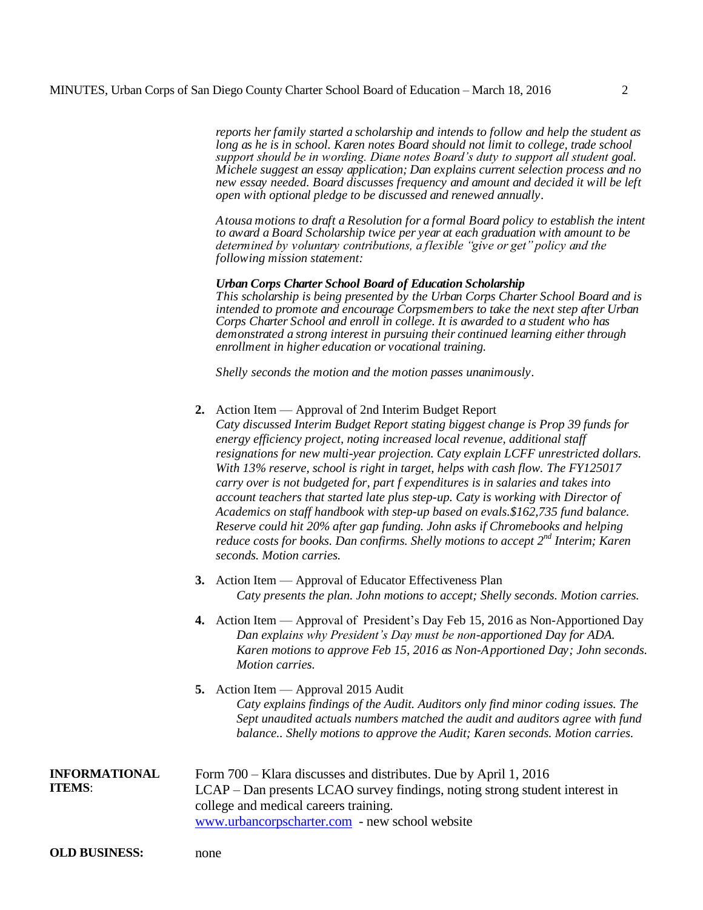*reports her family started a scholarship and intends to follow and help the student as long as he is in school. Karen notes Board should not limit to college, trade school support should be in wording. Diane notes Board's duty to support all student goal. Michele suggest an essay application; Dan explains current selection process and no new essay needed. Board discusses frequency and amount and decided it will be left open with optional pledge to be discussed and renewed annually.*

*Atousa motions to draft a Resolution for a formal Board policy to establish the intent to award a Board Scholarship twice per year at each graduation with amount to be determined by voluntary contributions, a flexible "give or get" policy and the following mission statement:*

***Urban Corps Charter School Board of Education Scholarship***
*This scholarship is being presented by the Urban Corps Charter School Board and is intended to promote and encourage Corpsmembers to take the next step after Urban Corps Charter School and enroll in college. It is awarded to a student who has demonstrated a strong interest in pursuing their continued learning either through enrollment in higher education or vocational training.*

*Shelly seconds the motion and the motion passes unanimously.*

2. Action Item — Approval of 2nd Interim Budget Report
   *Caty discussed Interim Budget Report stating biggest change is Prop 39 funds for energy efficiency project, noting increased local revenue, additional staff resignations for new multi-year projection. Caty explain LCFF unrestricted dollars. With 13% reserve, school is right in target, helps with cash flow. The FY125017 carry over is not budgeted for, part f expenditures is in salaries and takes into account teachers that started late plus step-up. Caty is working with Director of Academics on staff handbook with step-up based on evals.$162,735 fund balance. Reserve could hit 20% after gap funding. John asks if Chromebooks and helping reduce costs for books. Dan confirms. Shelly motions to accept 2nd Interim; Karen seconds. Motion carries.*

3. Action Item — Approval of Educator Effectiveness Plan
   *Caty presents the plan. John motions to accept; Shelly seconds. Motion carries.*

4. Action Item — Approval of President's Day Feb 15, 2016 as Non-Apportioned Day
   *Dan explains why President's Day must be non-apportioned Day for ADA. Karen motions to approve Feb 15, 2016 as Non-Apportioned Day; John seconds. Motion carries.*

5. Action Item — Approval 2015 Audit
   *Caty explains findings of the Audit. Auditors only find minor coding issues. The Sept unaudited actuals numbers matched the audit and auditors agree with fund balance.. Shelly motions to approve the Audit; Karen seconds. Motion carries.*

**INFORMATIONAL ITEMS**:

Form 700 – Klara discusses and distributes. Due by April 1, 2016
LCAP – Dan presents LCAO survey findings, noting strong student interest in college and medical careers training.
www.urbancorpscharter.com - new school website

**OLD BUSINESS:** none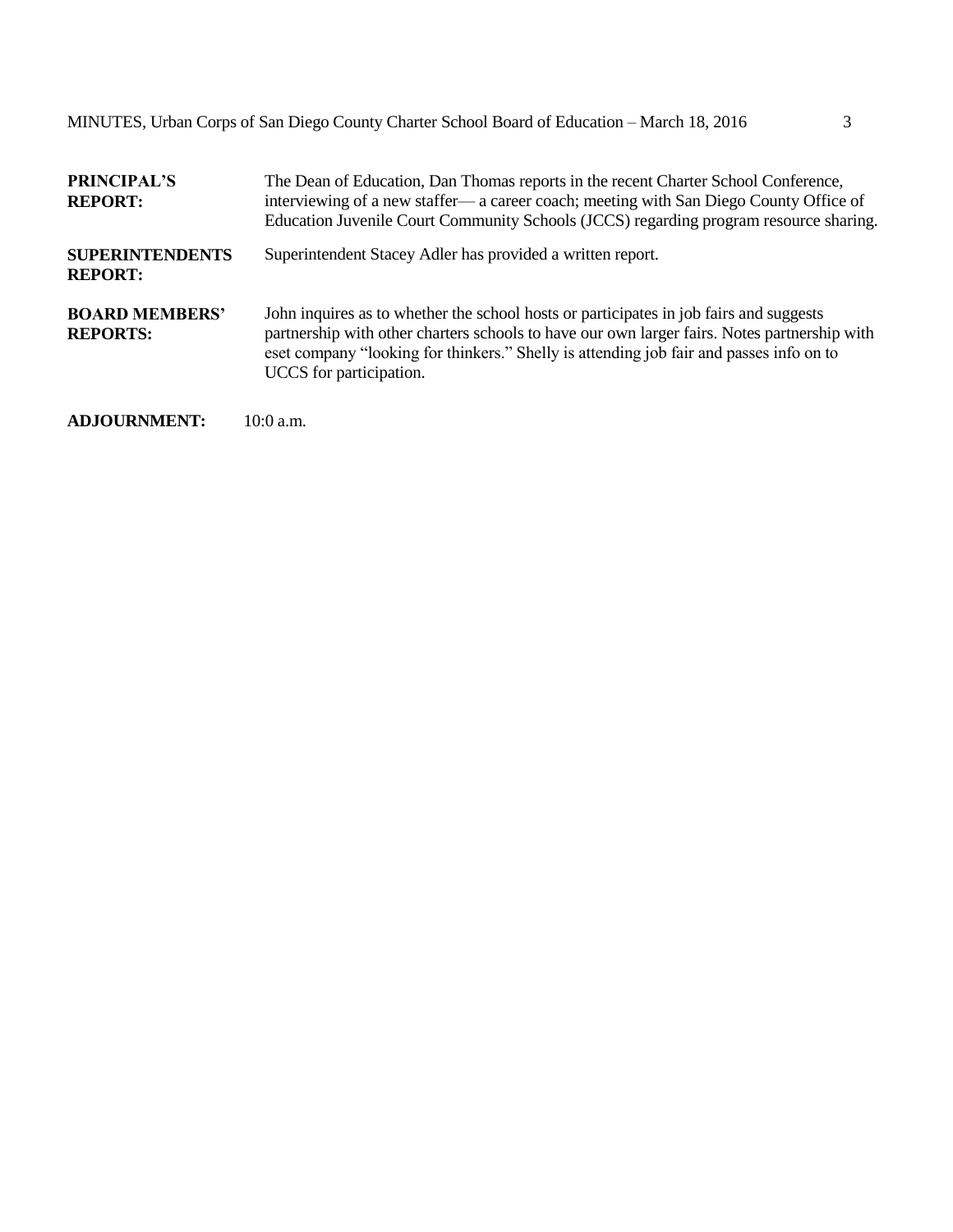**PRINCIPAL'S REPORT:** The Dean of Education, Dan Thomas reports in the recent Charter School Conference, interviewing of a new staffer— a career coach; meeting with San Diego County Office of Education Juvenile Court Community Schools (JCCS) regarding program resource sharing.

**SUPERINTENDENTS REPORT:** Superintendent Stacey Adler has provided a written report.

**BOARD MEMBERS' REPORTS:** John inquires as to whether the school hosts or participates in job fairs and suggests partnership with other charters schools to have our own larger fairs. Notes partnership with eset company "looking for thinkers." Shelly is attending job fair and passes info on to UCCS for participation.

**ADJOURNMENT:** 10:0 a.m.